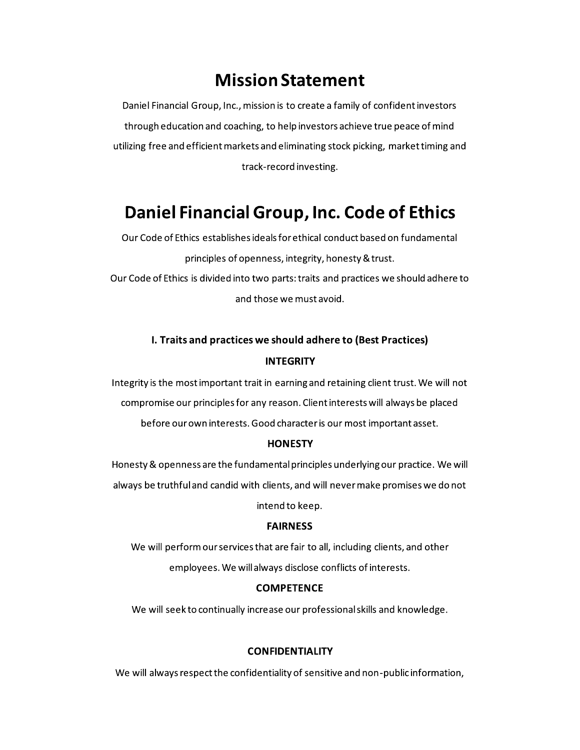# Mission Statement

Daniel Financial Group, Inc., mission is to create a family of confident investors through education and coaching, to help investors achieve true peace of mind utilizing free and efficient markets and eliminating stock picking, market timing and track-record investing.

# Daniel Financial Group, Inc. Code of Ethics

Our Code of Ethics establishes ideals for ethical conduct based on fundamental principles of openness, integrity, honesty & trust.

Our Code of Ethics is divided into two parts: traits and practices we should adhere to and those we must avoid.

### I. Traits and practices we should adhere to (Best Practices)

**INTEGRITY**

Integrity is the most important trait in earning and retaining client trust. We will not compromise our principles for any reason. Client interests will always be placed before our own interests. Good character is our most important asset.

**HONESTY**

Honesty & openness are the fundamental principles underlying our practice. We will always be truthful and candid with clients, and will never make promises we do not intend to keep.

**FAIRNESS**

We will perform our services that are fair to all, including clients, and other employees. We will always disclose conflicts of interests.

**COMPETENCE**

We will seek to continually increase our professional skills and knowledge.

**CONFIDENTIALITY**

We will always respect the confidentiality of sensitive and non-public information,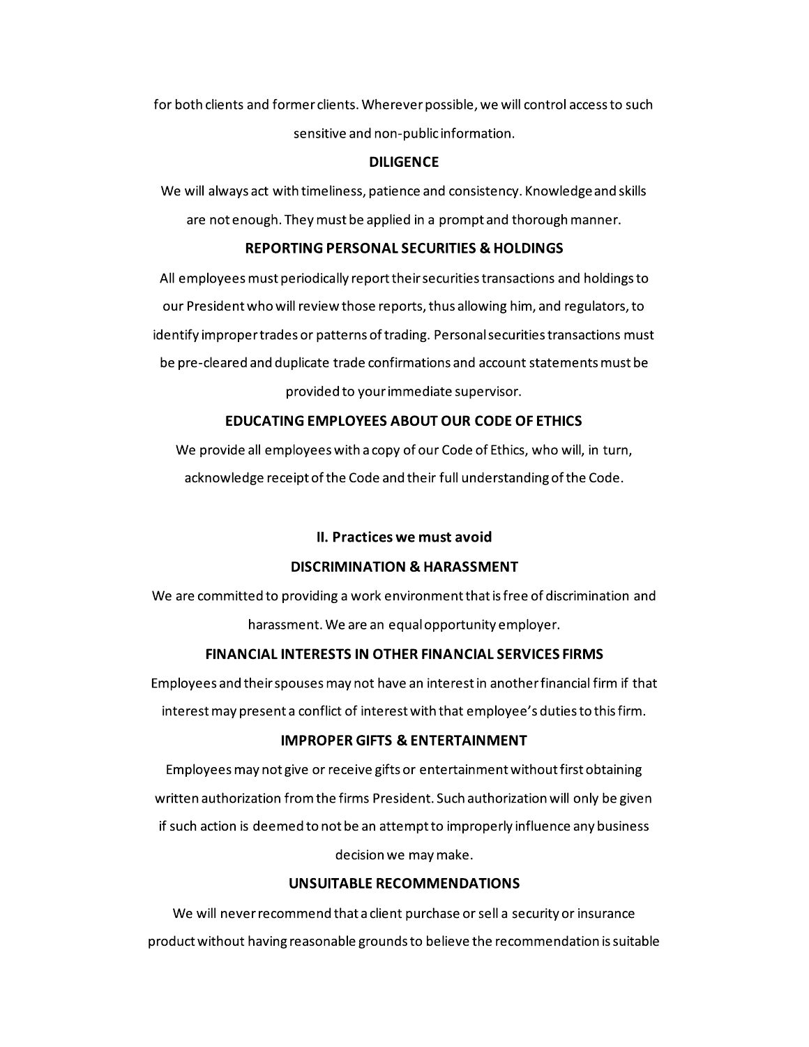for both clients and former clients. Wherever possible, we will control access to such sensitive and non-public information.

### DILIGENCE

We will always act with timeliness, patience and consistency. Knowledge and skills are not enough. They must be applied in a prompt and thorough manner.

### REPORTING PERSONAL SECURITIES & HOLDINGS

All employees must periodically report their securities transactions and holdings to our President who will review those reports, thus allowing him, and regulators, to identify improper trades or patterns of trading. Personal securities transactions must be pre-cleared and duplicate trade confirmations and account statements must be provided to your immediate supervisor.

### EDUCATING EMPLOYEES ABOUT OUR CODE OF ETHICS

We provide all employees with a copy of our Code of Ethics, who will, in turn, acknowledge receipt of the Code and their full understanding of the Code.

## II. Practices we must avoid

### DISCRIMINATION & HARASSMENT

We are committed to providing a work environment that is free of discrimination and harassment. We are an equal opportunity employer.

### FINANCIAL INTERESTS IN OTHER FINANCIAL SERVICES FIRMS

Employees and their spouses may not have an interest in another financial firm if that interest may present a conflict of interest with that employee's duties to this firm.

### IMPROPER GIFTS & ENTERTAINMENT

Employees may not give or receive gifts or entertainment without first obtaining written authorization from the firms President. Such authorization will only be given if such action is deemed to not be an attempt to improperly influence any business decision we may make.

### UNSUITABLE RECOMMENDATIONS

We will never recommend that a client purchase or sell a security or insurance product without having reasonable grounds to believe the recommendation is suitable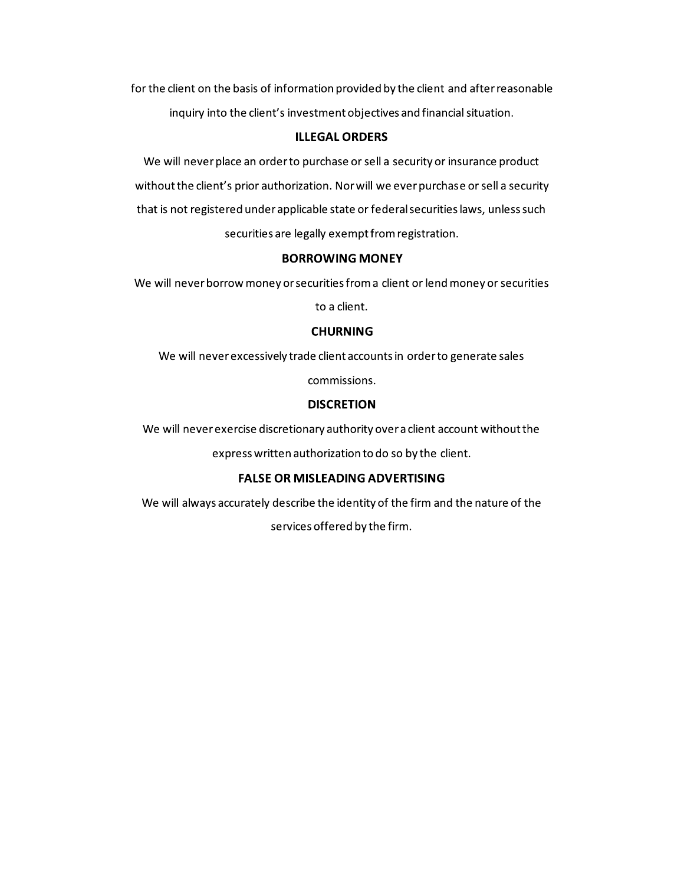for the client on the basis of information provided by the client and after reasonable inquiry into the client's investment objectives and financial situation.

### ILLEGAL ORDERS

We will never place an order to purchase or sell a security or insurance product without the client's prior authorization. Nor will we ever purchase or sell a security that is not registered under applicable state or federal securities laws, unless such securities are legally exempt from registration.

### BORROWING MONEY

We will never borrow money or securities from a client or lend money or securities to a client.

### CHURNING

We will never excessively trade client accounts in order to generate sales commissions.

### DISCRETION

We will never exercise discretionary authority over a client account without the express written authorization to do so by the client.

### FALSE OR MISLEADING ADVERTISING

We will always accurately describe the identity of the firm and the nature of the services offered by the firm.